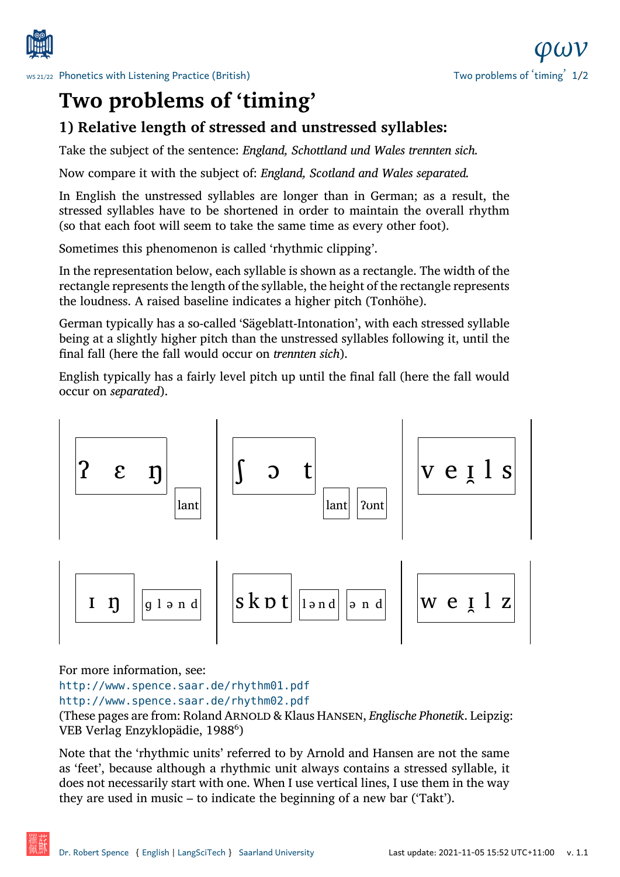# Two problems of 'timing'

## 1) Relative length of stressed and unstressed syllables:

Take the subject of the sentence: *England, Schottland und Wales trennten sich.*

Now compare it with the subject of: *England, Scotland and Wales separated.*

In English the unstressed syllables are longer than in German; as a result, the stressed syllables have to be shortened in order to maintain the overall rhythm (so that each foot will seem to take the same time as every other foot).

Sometimes this phenomenon is called 'rhythmic clipping'.

In the representation below, each syllable is shown as a rectangle. The width of the rectangle represents the length of the syllable, the height of the rectangle represents the loudness. A raised baseline indicates a higher pitch (Tonhöhe).

German typically has a so-called 'Sägeblatt-Intonation', with each stressed syllable being at a slightly higher pitch than the unstressed syllables following it, until the final fall (here the fall would occur on *trennten sich*).

English typically has a fairly level pitch up until the final fall (here the fall would occur on *separated*).

| ʔ ɛ ŋ | lant | ʃ ɔ t | lant | ʔʊnt | v e ɪ̯ l s |
|---|---|---|---|---|---|

| ɪ ŋ | g l ə n d | s k ɒ t | l ə n d | ə n d | w e ɪ̯ l z |
|---|---|---|---|---|---|

For more information, see:
http://www.spence.saar.de/rhythm01.pdf
http://www.spence.saar.de/rhythm02.pdf
(These pages are from: Roland ARNOLD & Klaus HANSEN, *Englische Phonetik*. Leipzig: VEB Verlag Enzyklopädie, 1988[6])

Note that the 'rhythmic units' referred to by Arnold and Hansen are not the same as 'feet', because although a rhythmic unit always contains a stressed syllable, it does not necessarily start with one. When I use vertical lines, I use them in the way they are used in music – to indicate the beginning of a new bar ('Takt').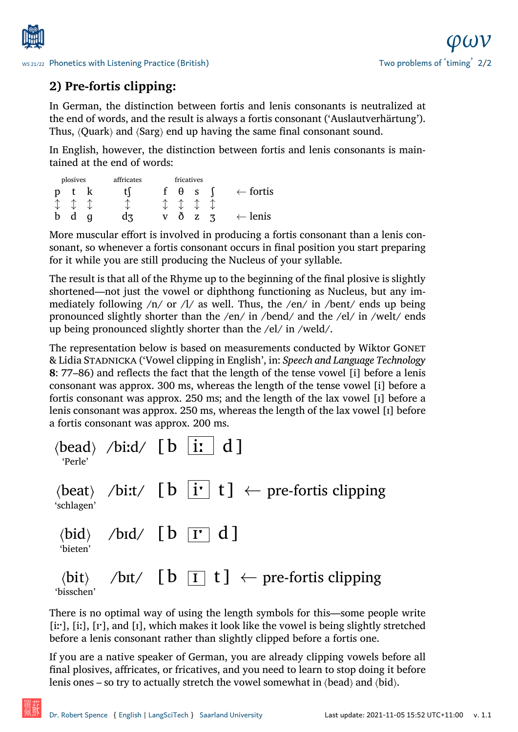## 2) Pre-fortis clipping:

In German, the distinction between fortis and lenis consonants is neutralized at the end of words, and the result is always a fortis consonant (‘Auslautverhärtung’). Thus, ⟨Quark⟩ and ⟨Sarg⟩ end up having the same final consonant sound.

In English, however, the distinction between fortis and lenis consonants is maintained at the end of words:

| plosives | | | affricates | fricatives | | | | |
|---|---|---|---|---|---|---|---|---|
| p | t | k | tʃ | f | θ | s | ʃ | ← fortis |
| ↕ | ↕ | ↕ | ↕ | ↕ | ↕ | ↕ | ↕ | |
| b | d | ɡ | dʒ | v | ð | z | ʒ | ← lenis |

More muscular effort is involved in producing a fortis consonant than a lenis consonant, so whenever a fortis consonant occurs in final position you start preparing for it while you are still producing the Nucleus of your syllable.

The result is that all of the Rhyme up to the beginning of the final plosive is slightly shortened—not just the vowel or diphthong functioning as Nucleus, but any immediately following /n/ or /l/ as well. Thus, the /en/ in /bent/ ends up being pronounced slightly shorter than the /en/ in /bend/ and the /el/ in /welt/ ends up being pronounced slightly shorter than the /el/ in /weld/.

The representation below is based on measurements conducted by Wiktor GONET & Lidia STADNICKA (‘Vowel clipping in English’, in: *Speech and Language Technology* **8**: 77–86) and reflects the fact that the length of the tense vowel [i] before a lenis consonant was approx. 300 ms, whereas the length of the tense vowel [i] before a fortis consonant was approx. 250 ms; and the length of the lax vowel [ɪ] before a lenis consonant was approx. 250 ms, whereas the length of the lax vowel [ɪ] before a fortis consonant was approx. 200 ms.

⟨bead⟩ /biːd/ [b iː d]
‘Perle’

⟨beat⟩ /biːt/ [b iˑ t] ← pre-fortis clipping
‘schlagen’

⟨bid⟩ /bɪd/ [b ɪˑ d]
‘bieten’

⟨bit⟩ /bɪt/ [b ɪ t] ← pre-fortis clipping
‘bisschen’

There is no optimal way of using the length symbols for this—some people write [iːˑ], [iː], [ɪˑ], and [ɪ], which makes it look like the vowel is being slightly stretched before a lenis consonant rather than slightly clipped before a fortis one.

If you are a native speaker of German, you are already clipping vowels before all final plosives, affricates, or fricatives, and you need to learn to stop doing it before lenis ones – so try to actually stretch the vowel somewhat in ⟨bead⟩ and ⟨bid⟩.